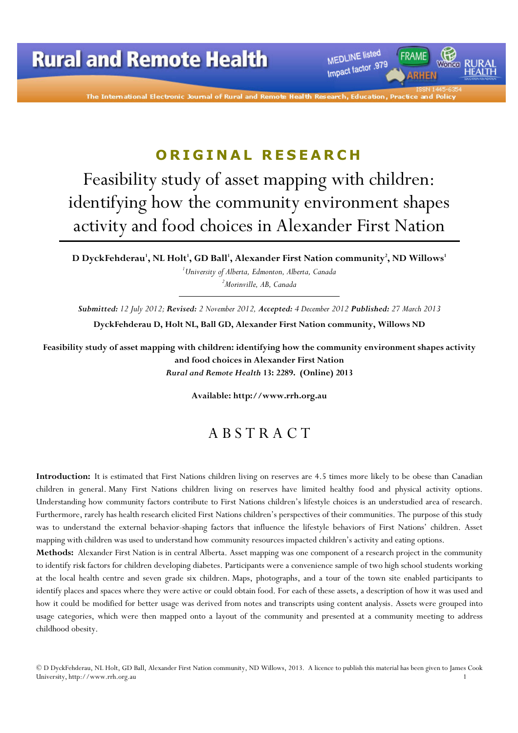## ORIGINAL RESEARCH

# Feasibility study of asset mapping with children: identifying how the community environment shapes activity and food choices in Alexander First Nation

**D DyckFehderau[1], NL Holt[1], GD Ball[1], Alexander First Nation community[2], ND Willows[1]**

*[1]University of Alberta, Edmonton, Alberta, Canada*
*[2]Morinville, AB, Canada*

***Submitted:** 12 July 2012; **Revised:** 2 November 2012, **Accepted:** 4 December 2012 **Published:** 27 March 2013*

**DyckFehderau D, Holt NL, Ball GD, Alexander First Nation community, Willows ND**

**Feasibility study of asset mapping with children: identifying how the community environment shapes activity and food choices in Alexander First Nation**
***Rural and Remote Health* 13: 2289. (Online) 2013**

**Available: http://www.rrh.org.au**

## ABSTRACT

**Introduction:** It is estimated that First Nations children living on reserves are 4.5 times more likely to be obese than Canadian children in general. Many First Nations children living on reserves have limited healthy food and physical activity options. Understanding how community factors contribute to First Nations children's lifestyle choices is an understudied area of research. Furthermore, rarely has health research elicited First Nations children's perspectives of their communities. The purpose of this study was to understand the external behavior-shaping factors that influence the lifestyle behaviors of First Nations' children. Asset mapping with children was used to understand how community resources impacted children's activity and eating options.

**Methods:** Alexander First Nation is in central Alberta. Asset mapping was one component of a research project in the community to identify risk factors for children developing diabetes. Participants were a convenience sample of two high school students working at the local health centre and seven grade six children. Maps, photographs, and a tour of the town site enabled participants to identify places and spaces where they were active or could obtain food. For each of these assets, a description of how it was used and how it could be modified for better usage was derived from notes and transcripts using content analysis. Assets were grouped into usage categories, which were then mapped onto a layout of the community and presented at a community meeting to address childhood obesity.

© D DyckFehderau, NL Holt, GD Ball, Alexander First Nation community, ND Willows, 2013. A licence to publish this material has been given to James Cook University, http://www.rrh.org.au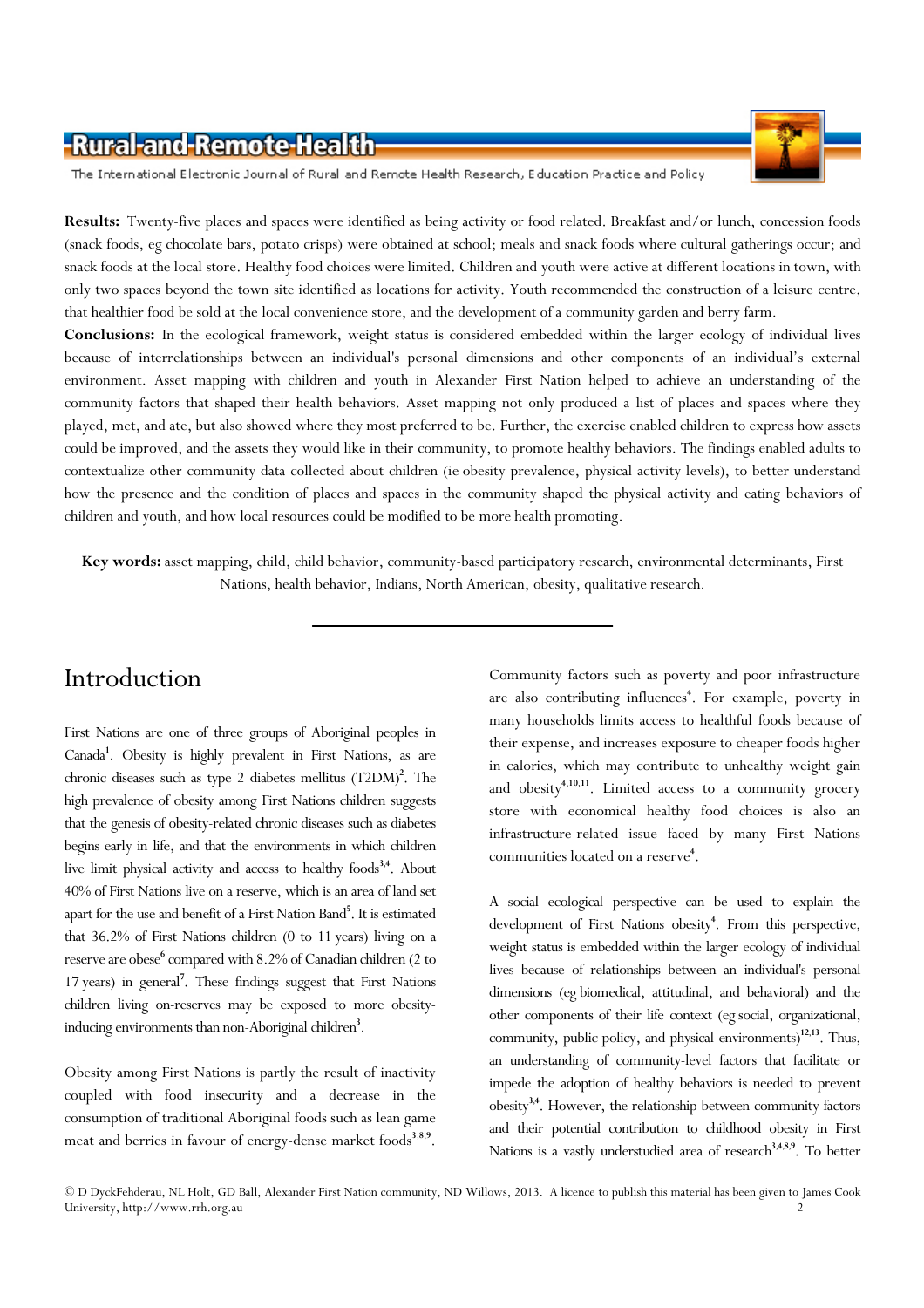**Results:** Twenty-five places and spaces were identified as being activity or food related. Breakfast and/or lunch, concession foods (snack foods, eg chocolate bars, potato crisps) were obtained at school; meals and snack foods where cultural gatherings occur; and snack foods at the local store. Healthy food choices were limited. Children and youth were active at different locations in town, with only two spaces beyond the town site identified as locations for activity. Youth recommended the construction of a leisure centre, that healthier food be sold at the local convenience store, and the development of a community garden and berry farm.

**Conclusions:** In the ecological framework, weight status is considered embedded within the larger ecology of individual lives because of interrelationships between an individual's personal dimensions and other components of an individual's external environment. Asset mapping with children and youth in Alexander First Nation helped to achieve an understanding of the community factors that shaped their health behaviors. Asset mapping not only produced a list of places and spaces where they played, met, and ate, but also showed where they most preferred to be. Further, the exercise enabled children to express how assets could be improved, and the assets they would like in their community, to promote healthy behaviors. The findings enabled adults to contextualize other community data collected about children (ie obesity prevalence, physical activity levels), to better understand how the presence and the condition of places and spaces in the community shaped the physical activity and eating behaviors of children and youth, and how local resources could be modified to be more health promoting.

**Key words:** asset mapping, child, child behavior, community-based participatory research, environmental determinants, First Nations, health behavior, Indians, North American, obesity, qualitative research.

# Introduction

First Nations are one of three groups of Aboriginal peoples in Canada[1]. Obesity is highly prevalent in First Nations, as are chronic diseases such as type 2 diabetes mellitus (T2DM)[2]. The high prevalence of obesity among First Nations children suggests that the genesis of obesity-related chronic diseases such as diabetes begins early in life, and that the environments in which children live limit physical activity and access to healthy foods[3,4]. About 40% of First Nations live on a reserve, which is an area of land set apart for the use and benefit of a First Nation Band[5]. It is estimated that 36.2% of First Nations children (0 to 11 years) living on a reserve are obese[6] compared with 8.2% of Canadian children (2 to 17 years) in general[7]. These findings suggest that First Nations children living on-reserves may be exposed to more obesity-inducing environments than non-Aboriginal children[3].

Obesity among First Nations is partly the result of inactivity coupled with food insecurity and a decrease in the consumption of traditional Aboriginal foods such as lean game meat and berries in favour of energy-dense market foods[3,8,9]. Community factors such as poverty and poor infrastructure are also contributing influences[4]. For example, poverty in many households limits access to healthful foods because of their expense, and increases exposure to cheaper foods higher in calories, which may contribute to unhealthy weight gain and obesity[4,10,11]. Limited access to a community grocery store with economical healthy food choices is also an infrastructure-related issue faced by many First Nations communities located on a reserve[4].

A social ecological perspective can be used to explain the development of First Nations obesity[4]. From this perspective, weight status is embedded within the larger ecology of individual lives because of relationships between an individual's personal dimensions (eg biomedical, attitudinal, and behavioral) and the other components of their life context (eg social, organizational, community, public policy, and physical environments)[12,13]. Thus, an understanding of community-level factors that facilitate or impede the adoption of healthy behaviors is needed to prevent obesity[3,4]. However, the relationship between community factors and their potential contribution to childhood obesity in First Nations is a vastly understudied area of research[3,4,8,9]. To better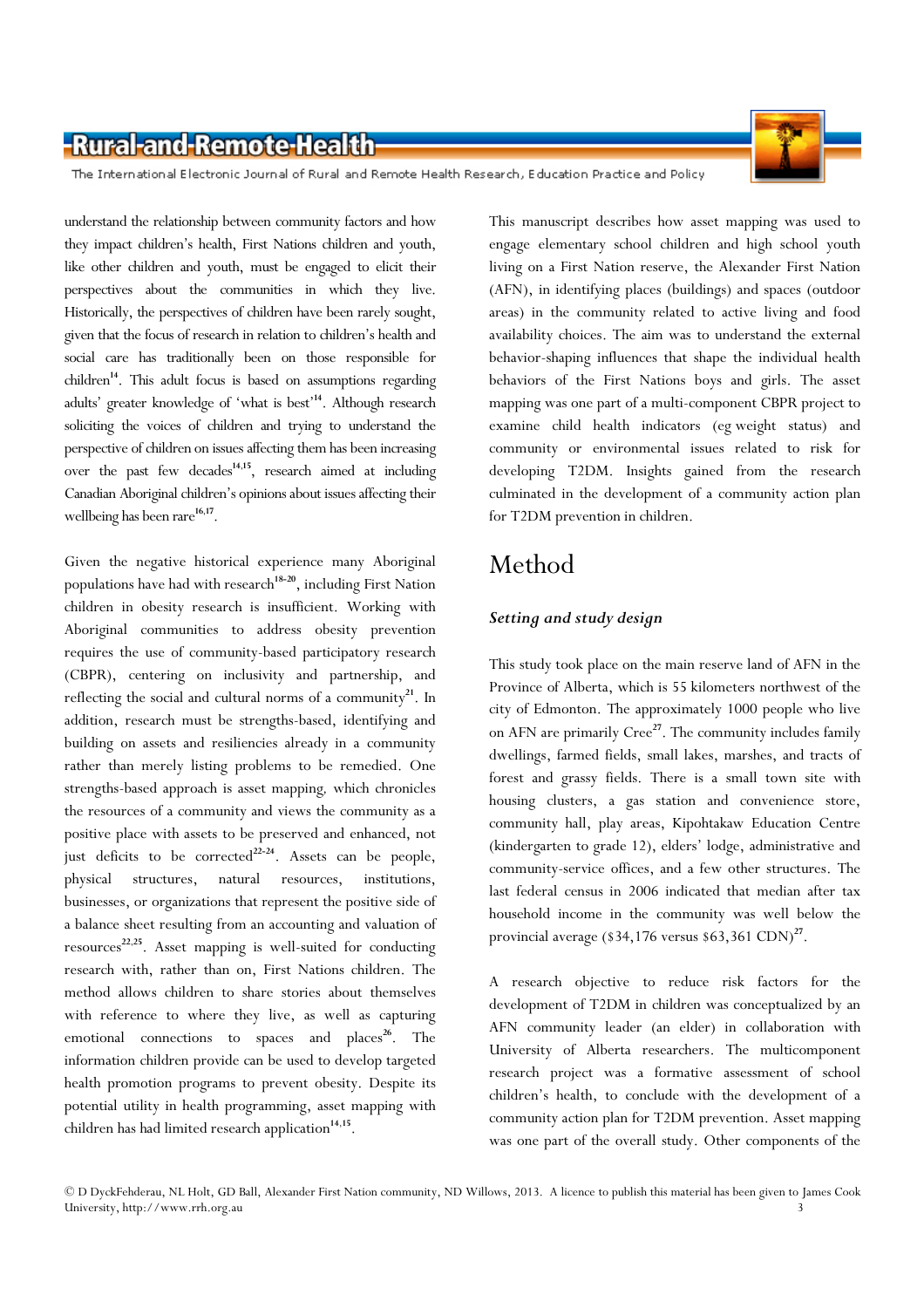understand the relationship between community factors and how they impact children's health, First Nations children and youth, like other children and youth, must be engaged to elicit their perspectives about the communities in which they live. Historically, the perspectives of children have been rarely sought, given that the focus of research in relation to children's health and social care has traditionally been on those responsible for children[14]. This adult focus is based on assumptions regarding adults' greater knowledge of 'what is best'[14]. Although research soliciting the voices of children and trying to understand the perspective of children on issues affecting them has been increasing over the past few decades[14,15], research aimed at including Canadian Aboriginal children's opinions about issues affecting their wellbeing has been rare[16,17].

Given the negative historical experience many Aboriginal populations have had with research[18-20], including First Nation children in obesity research is insufficient. Working with Aboriginal communities to address obesity prevention requires the use of community-based participatory research (CBPR), centering on inclusivity and partnership, and reflecting the social and cultural norms of a community[21]. In addition, research must be strengths-based, identifying and building on assets and resiliencies already in a community rather than merely listing problems to be remedied. One strengths-based approach is asset mapping, which chronicles the resources of a community and views the community as a positive place with assets to be preserved and enhanced, not just deficits to be corrected[22-24]. Assets can be people, physical structures, natural resources, institutions, businesses, or organizations that represent the positive side of a balance sheet resulting from an accounting and valuation of resources[22,25]. Asset mapping is well-suited for conducting research with, rather than on, First Nations children. The method allows children to share stories about themselves with reference to where they live, as well as capturing emotional connections to spaces and places[26]. The information children provide can be used to develop targeted health promotion programs to prevent obesity. Despite its potential utility in health programming, asset mapping with children has had limited research application[14,15].

This manuscript describes how asset mapping was used to engage elementary school children and high school youth living on a First Nation reserve, the Alexander First Nation (AFN), in identifying places (buildings) and spaces (outdoor areas) in the community related to active living and food availability choices. The aim was to understand the external behavior-shaping influences that shape the individual health behaviors of the First Nations boys and girls. The asset mapping was one part of a multi-component CBPR project to examine child health indicators (eg weight status) and community or environmental issues related to risk for developing T2DM. Insights gained from the research culminated in the development of a community action plan for T2DM prevention in children.

# Method

### *Setting and study design*

This study took place on the main reserve land of AFN in the Province of Alberta, which is 55 kilometers northwest of the city of Edmonton. The approximately 1000 people who live on AFN are primarily Cree[27]. The community includes family dwellings, farmed fields, small lakes, marshes, and tracts of forest and grassy fields. There is a small town site with housing clusters, a gas station and convenience store, community hall, play areas, Kipohtakaw Education Centre (kindergarten to grade 12), elders' lodge, administrative and community-service offices, and a few other structures. The last federal census in 2006 indicated that median after tax household income in the community was well below the provincial average ($34,176 versus $63,361 CDN)[27].

A research objective to reduce risk factors for the development of T2DM in children was conceptualized by an AFN community leader (an elder) in collaboration with University of Alberta researchers. The multicomponent research project was a formative assessment of school children's health, to conclude with the development of a community action plan for T2DM prevention. Asset mapping was one part of the overall study. Other components of the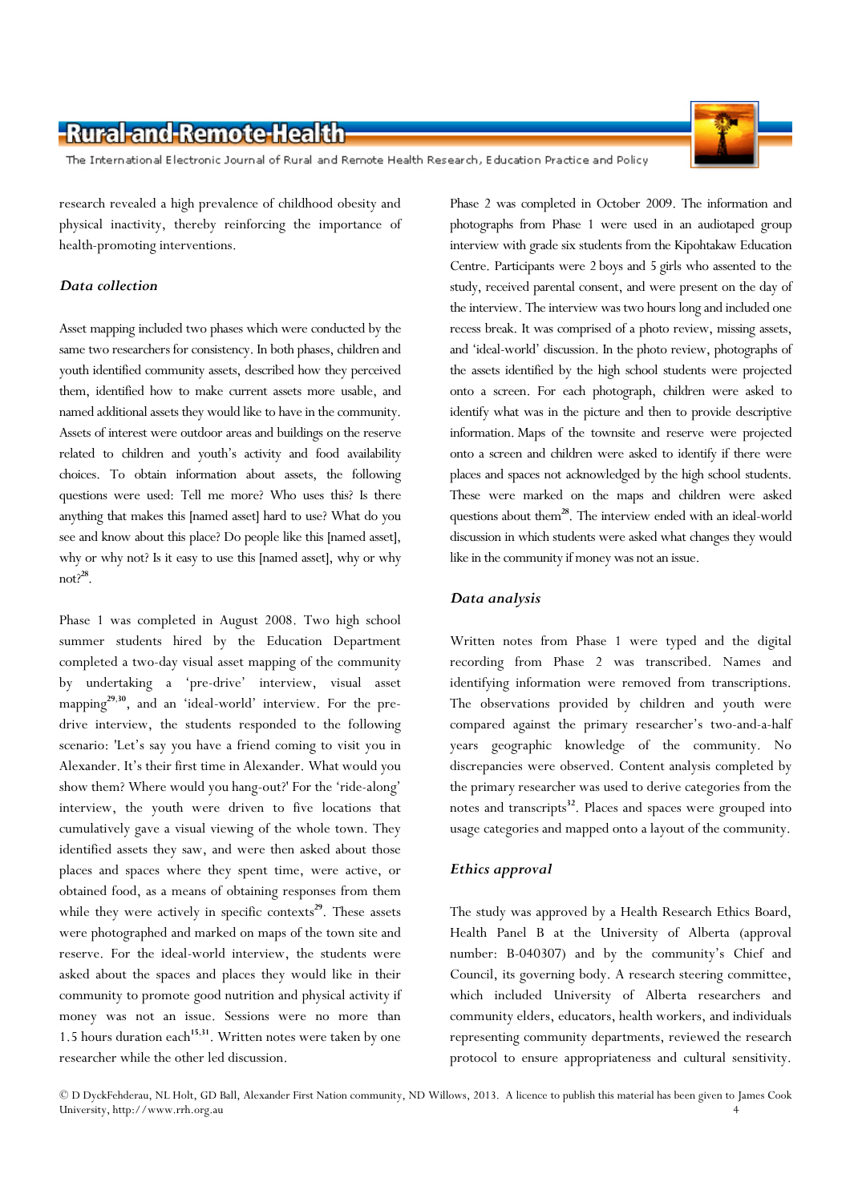research revealed a high prevalence of childhood obesity and physical inactivity, thereby reinforcing the importance of health-promoting interventions.

### Data collection

Asset mapping included two phases which were conducted by the same two researchers for consistency. In both phases, children and youth identified community assets, described how they perceived them, identified how to make current assets more usable, and named additional assets they would like to have in the community. Assets of interest were outdoor areas and buildings on the reserve related to children and youth's activity and food availability choices. To obtain information about assets, the following questions were used: Tell me more? Who uses this? Is there anything that makes this [named asset] hard to use? What do you see and know about this place? Do people like this [named asset], why or why not? Is it easy to use this [named asset], why or why not?[28].

Phase 1 was completed in August 2008. Two high school summer students hired by the Education Department completed a two-day visual asset mapping of the community by undertaking a 'pre-drive' interview, visual asset mapping[29,30], and an 'ideal-world' interview. For the pre-drive interview, the students responded to the following scenario: 'Let's say you have a friend coming to visit you in Alexander. It's their first time in Alexander. What would you show them? Where would you hang-out?' For the 'ride-along' interview, the youth were driven to five locations that cumulatively gave a visual viewing of the whole town. They identified assets they saw, and were then asked about those places and spaces where they spent time, were active, or obtained food, as a means of obtaining responses from them while they were actively in specific contexts[29]. These assets were photographed and marked on maps of the town site and reserve. For the ideal-world interview, the students were asked about the spaces and places they would like in their community to promote good nutrition and physical activity if money was not an issue. Sessions were no more than 1.5 hours duration each[15,31]. Written notes were taken by one researcher while the other led discussion.

Phase 2 was completed in October 2009. The information and photographs from Phase 1 were used in an audiotaped group interview with grade six students from the Kipohtakaw Education Centre. Participants were 2 boys and 5 girls who assented to the study, received parental consent, and were present on the day of the interview. The interview was two hours long and included one recess break. It was comprised of a photo review, missing assets, and 'ideal-world' discussion. In the photo review, photographs of the assets identified by the high school students were projected onto a screen. For each photograph, children were asked to identify what was in the picture and then to provide descriptive information. Maps of the townsite and reserve were projected onto a screen and children were asked to identify if there were places and spaces not acknowledged by the high school students. These were marked on the maps and children were asked questions about them[28]. The interview ended with an ideal-world discussion in which students were asked what changes they would like in the community if money was not an issue.

### Data analysis

Written notes from Phase 1 were typed and the digital recording from Phase 2 was transcribed. Names and identifying information were removed from transcriptions. The observations provided by children and youth were compared against the primary researcher's two-and-a-half years geographic knowledge of the community. No discrepancies were observed. Content analysis completed by the primary researcher was used to derive categories from the notes and transcripts[32]. Places and spaces were grouped into usage categories and mapped onto a layout of the community.

### Ethics approval

The study was approved by a Health Research Ethics Board, Health Panel B at the University of Alberta (approval number: B-040307) and by the community's Chief and Council, its governing body. A research steering committee, which included University of Alberta researchers and community elders, educators, health workers, and individuals representing community departments, reviewed the research protocol to ensure appropriateness and cultural sensitivity.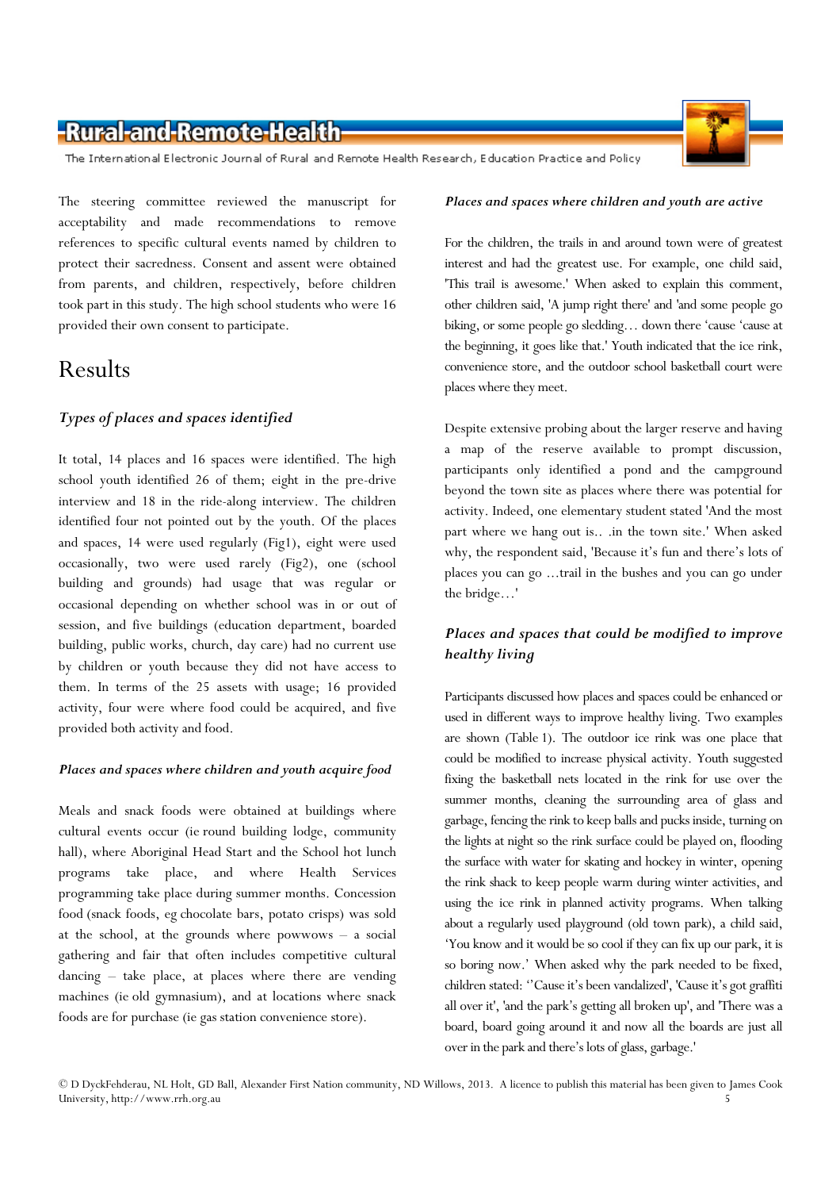The steering committee reviewed the manuscript for acceptability and made recommendations to remove references to specific cultural events named by children to protect their sacredness. Consent and assent were obtained from parents, and children, respectively, before children took part in this study. The high school students who were 16 provided their own consent to participate.

# Results

### *Types of places and spaces identified*

It total, 14 places and 16 spaces were identified. The high school youth identified 26 of them; eight in the pre-drive interview and 18 in the ride-along interview. The children identified four not pointed out by the youth. Of the places and spaces, 14 were used regularly (Fig1), eight were used occasionally, two were used rarely (Fig2), one (school building and grounds) had usage that was regular or occasional depending on whether school was in or out of session, and five buildings (education department, boarded building, public works, church, day care) had no current use by children or youth because they did not have access to them. In terms of the 25 assets with usage; 16 provided activity, four were where food could be acquired, and five provided both activity and food.

### *Places and spaces where children and youth acquire food*

Meals and snack foods were obtained at buildings where cultural events occur (ie round building lodge, community hall), where Aboriginal Head Start and the School hot lunch programs take place, and where Health Services programming take place during summer months. Concession food (snack foods, eg chocolate bars, potato crisps) was sold at the school, at the grounds where powwows – a social gathering and fair that often includes competitive cultural dancing – take place, at places where there are vending machines (ie old gymnasium), and at locations where snack foods are for purchase (ie gas station convenience store).

### *Places and spaces where children and youth are active*

For the children, the trails in and around town were of greatest interest and had the greatest use. For example, one child said, 'This trail is awesome.' When asked to explain this comment, other children said, 'A jump right there' and 'and some people go biking, or some people go sledding… down there 'cause 'cause at the beginning, it goes like that.' Youth indicated that the ice rink, convenience store, and the outdoor school basketball court were places where they meet.

Despite extensive probing about the larger reserve and having a map of the reserve available to prompt discussion, participants only identified a pond and the campground beyond the town site as places where there was potential for activity. Indeed, one elementary student stated 'And the most part where we hang out is.. .in the town site.' When asked why, the respondent said, 'Because it's fun and there's lots of places you can go …trail in the bushes and you can go under the bridge…'

### *Places and spaces that could be modified to improve healthy living*

Participants discussed how places and spaces could be enhanced or used in different ways to improve healthy living. Two examples are shown (Table 1). The outdoor ice rink was one place that could be modified to increase physical activity. Youth suggested fixing the basketball nets located in the rink for use over the summer months, cleaning the surrounding area of glass and garbage, fencing the rink to keep balls and pucks inside, turning on the lights at night so the rink surface could be played on, flooding the surface with water for skating and hockey in winter, opening the rink shack to keep people warm during winter activities, and using the ice rink in planned activity programs. When talking about a regularly used playground (old town park), a child said, 'You know and it would be so cool if they can fix up our park, it is so boring now.' When asked why the park needed to be fixed, children stated: ''Cause it's been vandalized', 'Cause it's got graffiti all over it', 'and the park's getting all broken up', and 'There was a board, board going around it and now all the boards are just all over in the park and there's lots of glass, garbage.'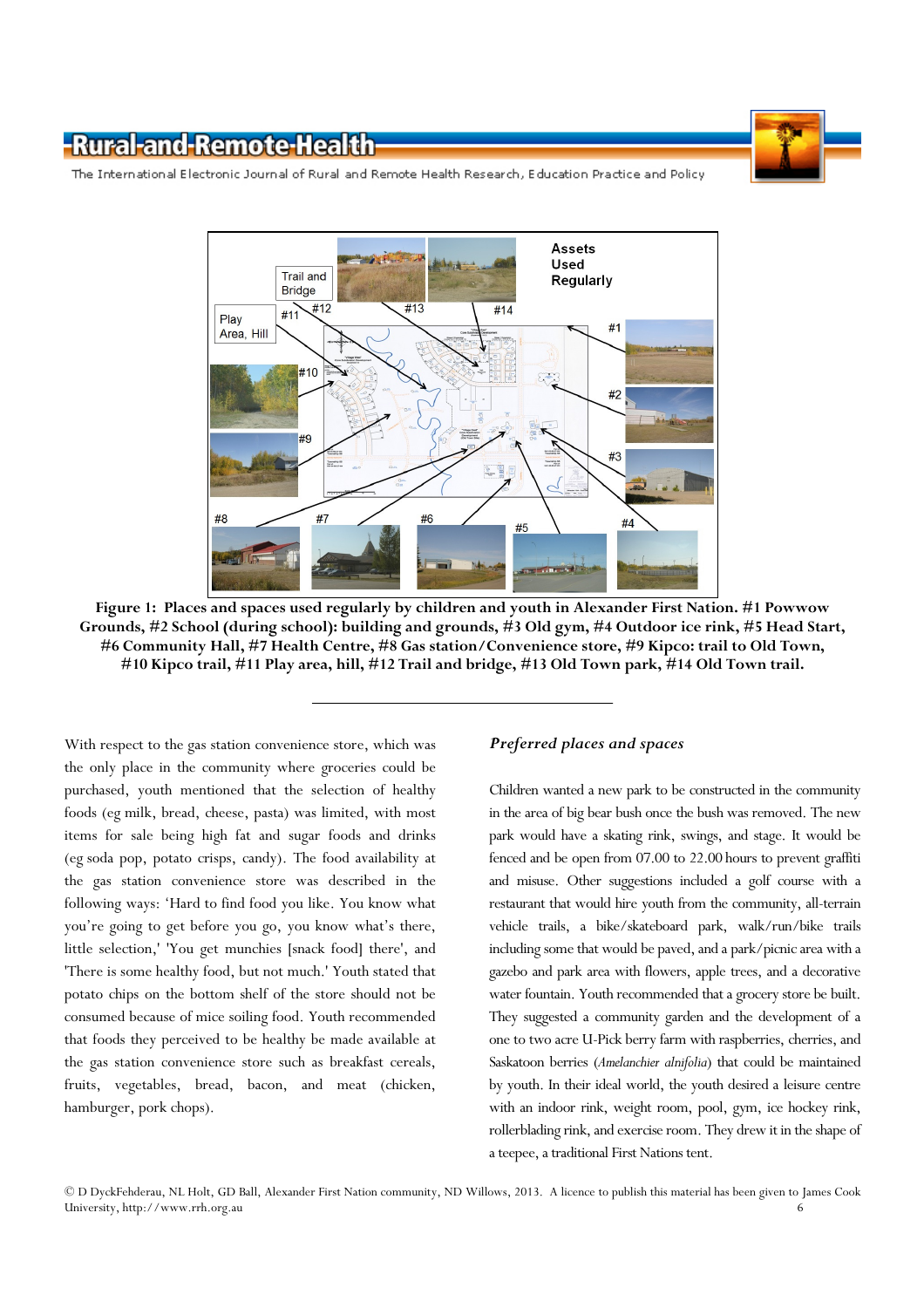**Figure 1: Places and spaces used regularly by children and youth in Alexander First Nation. #1 Powwow Grounds, #2 School (during school): building and grounds, #3 Old gym, #4 Outdoor ice rink, #5 Head Start, #6 Community Hall, #7 Health Centre, #8 Gas station/Convenience store, #9 Kipco: trail to Old Town, #10 Kipco trail, #11 Play area, hill, #12 Trail and bridge, #13 Old Town park, #14 Old Town trail.**

With respect to the gas station convenience store, which was the only place in the community where groceries could be purchased, youth mentioned that the selection of healthy foods (eg milk, bread, cheese, pasta) was limited, with most items for sale being high fat and sugar foods and drinks (eg soda pop, potato crisps, candy). The food availability at the gas station convenience store was described in the following ways: 'Hard to find food you like. You know what you're going to get before you go, you know what's there, little selection,' 'You get munchies [snack food] there', and 'There is some healthy food, but not much.' Youth stated that potato chips on the bottom shelf of the store should not be consumed because of mice soiling food. Youth recommended that foods they perceived to be healthy be made available at the gas station convenience store such as breakfast cereals, fruits, vegetables, bread, bacon, and meat (chicken, hamburger, pork chops).

### *Preferred places and spaces*

Children wanted a new park to be constructed in the community in the area of big bear bush once the bush was removed. The new park would have a skating rink, swings, and stage. It would be fenced and be open from 07.00 to 22.00 hours to prevent graffiti and misuse. Other suggestions included a golf course with a restaurant that would hire youth from the community, all-terrain vehicle trails, a bike/skateboard park, walk/run/bike trails including some that would be paved, and a park/picnic area with a gazebo and park area with flowers, apple trees, and a decorative water fountain. Youth recommended that a grocery store be built. They suggested a community garden and the development of a one to two acre U-Pick berry farm with raspberries, cherries, and Saskatoon berries (*Amelanchier alnifolia*) that could be maintained by youth. In their ideal world, the youth desired a leisure centre with an indoor rink, weight room, pool, gym, ice hockey rink, rollerblading rink, and exercise room. They drew it in the shape of a teepee, a traditional First Nations tent.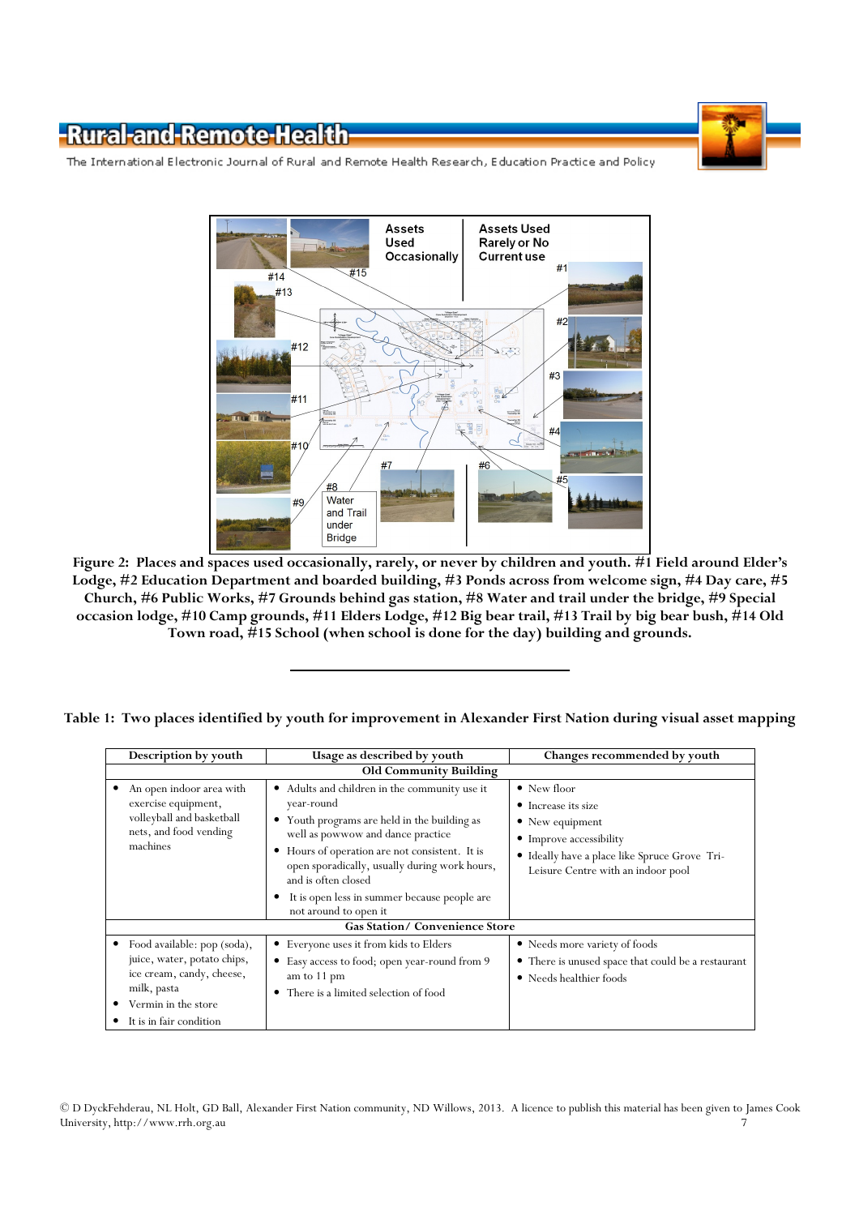**Figure 2: Places and spaces used occasionally, rarely, or never by children and youth. #1 Field around Elder's Lodge, #2 Education Department and boarded building, #3 Ponds across from welcome sign, #4 Day care, #5 Church, #6 Public Works, #7 Grounds behind gas station, #8 Water and trail under the bridge, #9 Special occasion lodge, #10 Camp grounds, #11 Elders Lodge, #12 Big bear trail, #13 Trail by big bear bush, #14 Old Town road, #15 School (when school is done for the day) building and grounds.**

---

**Table 1: Two places identified by youth for improvement in Alexander First Nation during visual asset mapping**

| Description by youth | Usage as described by youth | Changes recommended by youth |
|---|---|---|
| **Old Community Building** | | |
| • An open indoor area with exercise equipment, volleyball and basketball nets, and food vending machines | • Adults and children in the community use it year-round<br>• Youth programs are held in the building as well as powwow and dance practice<br>• Hours of operation are not consistent. It is open sporadically, usually during work hours, and is often closed<br>• It is open less in summer because people are not around to open it | • New floor<br>• Increase its size<br>• New equipment<br>• Improve accessibility<br>• Ideally have a place like Spruce Grove Tri-Leisure Centre with an indoor pool |
| **Gas Station/ Convenience Store** | | |
| • Food available: pop (soda), juice, water, potato chips, ice cream, candy, cheese, milk, pasta<br>• Vermin in the store<br>• It is in fair condition | • Everyone uses it from kids to Elders<br>• Easy access to food; open year-round from 9 am to 11 pm<br>• There is a limited selection of food | • Needs more variety of foods<br>• There is unused space that could be a restaurant<br>• Needs healthier foods |

© D DyckFehderau, NL Holt, GD Ball, Alexander First Nation community, ND Willows, 2013. A licence to publish this material has been given to James Cook University, http://www.rrh.org.au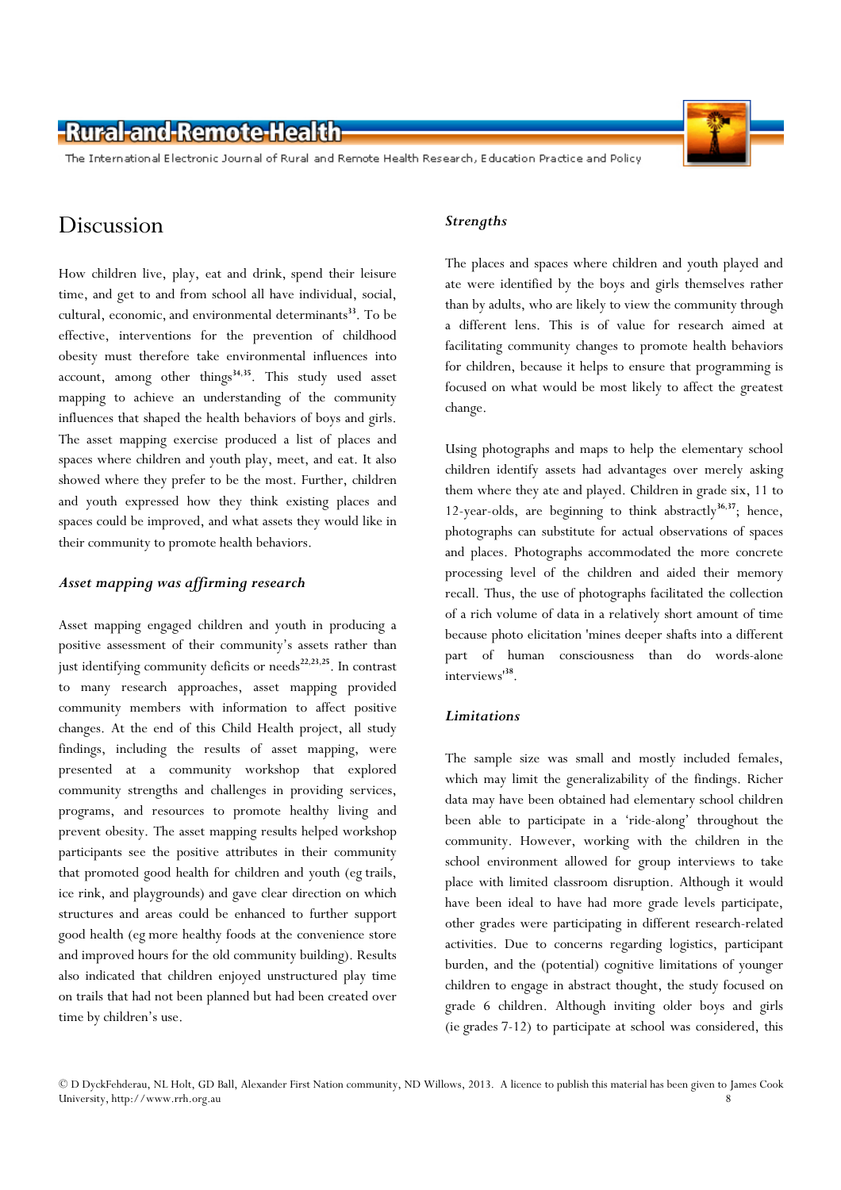# Discussion

How children live, play, eat and drink, spend their leisure time, and get to and from school all have individual, social, cultural, economic, and environmental determinants[33]. To be effective, interventions for the prevention of childhood obesity must therefore take environmental influences into account, among other things[34,35]. This study used asset mapping to achieve an understanding of the community influences that shaped the health behaviors of boys and girls. The asset mapping exercise produced a list of places and spaces where children and youth play, meet, and eat. It also showed where they prefer to be the most. Further, children and youth expressed how they think existing places and spaces could be improved, and what assets they would like in their community to promote health behaviors.

### *Asset mapping was affirming research*

Asset mapping engaged children and youth in producing a positive assessment of their community's assets rather than just identifying community deficits or needs[22,23,25]. In contrast to many research approaches, asset mapping provided community members with information to affect positive changes. At the end of this Child Health project, all study findings, including the results of asset mapping, were presented at a community workshop that explored community strengths and challenges in providing services, programs, and resources to promote healthy living and prevent obesity. The asset mapping results helped workshop participants see the positive attributes in their community that promoted good health for children and youth (eg trails, ice rink, and playgrounds) and gave clear direction on which structures and areas could be enhanced to further support good health (eg more healthy foods at the convenience store and improved hours for the old community building). Results also indicated that children enjoyed unstructured play time on trails that had not been planned but had been created over time by children's use.

### *Strengths*

The places and spaces where children and youth played and ate were identified by the boys and girls themselves rather than by adults, who are likely to view the community through a different lens. This is of value for research aimed at facilitating community changes to promote health behaviors for children, because it helps to ensure that programming is focused on what would be most likely to affect the greatest change.

Using photographs and maps to help the elementary school children identify assets had advantages over merely asking them where they ate and played. Children in grade six, 11 to 12-year-olds, are beginning to think abstractly[36,37]; hence, photographs can substitute for actual observations of spaces and places. Photographs accommodated the more concrete processing level of the children and aided their memory recall. Thus, the use of photographs facilitated the collection of a rich volume of data in a relatively short amount of time because photo elicitation 'mines deeper shafts into a different part of human consciousness than do words-alone interviews'[38].

### *Limitations*

The sample size was small and mostly included females, which may limit the generalizability of the findings. Richer data may have been obtained had elementary school children been able to participate in a 'ride-along' throughout the community. However, working with the children in the school environment allowed for group interviews to take place with limited classroom disruption. Although it would have been ideal to have had more grade levels participate, other grades were participating in different research-related activities. Due to concerns regarding logistics, participant burden, and the (potential) cognitive limitations of younger children to engage in abstract thought, the study focused on grade 6 children. Although inviting older boys and girls (ie grades 7-12) to participate at school was considered, this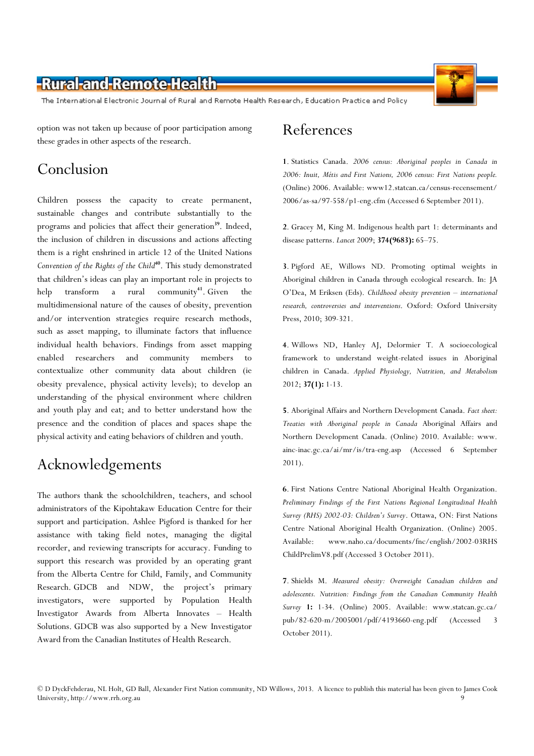option was not taken up because of poor participation among these grades in other aspects of the research.

# Conclusion

Children possess the capacity to create permanent, sustainable changes and contribute substantially to the programs and policies that affect their generation[39]. Indeed, the inclusion of children in discussions and actions affecting them is a right enshrined in article 12 of the United Nations *Convention of the Rights of the Child*[40]. This study demonstrated that children's ideas can play an important role in projects to help transform a rural community[41]. Given the multidimensional nature of the causes of obesity, prevention and/or intervention strategies require research methods, such as asset mapping, to illuminate factors that influence individual health behaviors. Findings from asset mapping enabled researchers and community members to contextualize other community data about children (ie obesity prevalence, physical activity levels); to develop an understanding of the physical environment where children and youth play and eat; and to better understand how the presence and the condition of places and spaces shape the physical activity and eating behaviors of children and youth.

# Acknowledgements

The authors thank the schoolchildren, teachers, and school administrators of the Kipohtakaw Education Centre for their support and participation. Ashlee Pigford is thanked for her assistance with taking field notes, managing the digital recorder, and reviewing transcripts for accuracy. Funding to support this research was provided by an operating grant from the Alberta Centre for Child, Family, and Community Research. GDCB and NDW, the project's primary investigators, were supported by Population Health Investigator Awards from Alberta Innovates – Health Solutions. GDCB was also supported by a New Investigator Award from the Canadian Institutes of Health Research.

# References

**1**. Statistics Canada. *2006 census: Aboriginal peoples in Canada in 2006: Inuit, Métis and First Nations, 2006 census: First Nations people.* (Online) 2006. Available: www12.statcan.gc.ca/census-recensement/2006/as-sa/97-558/p1-eng.cfm (Accessed 6 September 2011).

**2**. Gracey M, King M. Indigenous health part 1: determinants and disease patterns. *Lancet* 2009; **374(9683):** 65–75.

**3**. Pigford AE, Willows ND. Promoting optimal weights in Aboriginal children in Canada through ecological research. In: JA O'Dea, M Eriksen (Eds). *Childhood obesity prevention – international research, controversies and interventions*. Oxford: Oxford University Press, 2010; 309-321.

**4**. Willows ND, Hanley AJ, Delormier T. A socioecological framework to understand weight-related issues in Aboriginal children in Canada. *Applied Physiology, Nutrition, and Metabolism* 2012; **37(1):** 1-13.

**5**. Aboriginal Affairs and Northern Development Canada. *Fact sheet: Treaties with Aboriginal people in Canada* Aboriginal Affairs and Northern Development Canada. (Online) 2010. Available: www.ainc-inac.gc.ca/ai/mr/is/tra-eng.asp (Accessed 6 September 2011).

**6**. First Nations Centre National Aboriginal Health Organization. *Preliminary Findings of the First Nations Regional Longitudinal Health Survey (RHS) 2002-03: Children's Survey*. Ottawa, ON: First Nations Centre National Aboriginal Health Organization. (Online) 2005. Available: www.naho.ca/documents/fnc/english/2002-03RHS ChildPrelimV8.pdf (Accessed 3 October 2011).

**7**. Shields M. *Measured obesity: Overweight Canadian children and adolescents. Nutrition: Findings from the Canadian Community Health Survey* **1:** 1-34. (Online) 2005. Available: www.statcan.gc.ca/pub/82-620-m/2005001/pdf/4193660-eng.pdf (Accessed 3 October 2011).

© D DyckFehderau, NL Holt, GD Ball, Alexander First Nation community, ND Willows, 2013. A licence to publish this material has been given to James Cook University, http://www.rrh.org.au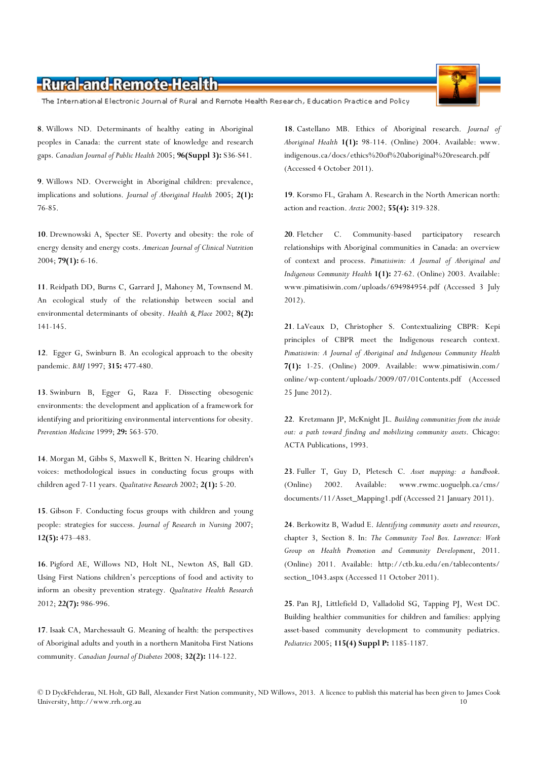**8**. Willows ND. Determinants of healthy eating in Aboriginal peoples in Canada: the current state of knowledge and research gaps. *Canadian Journal of Public Health* 2005; **96(Suppl 3):** S36-S41.

**9**. Willows ND. Overweight in Aboriginal children: prevalence, implications and solutions. *Journal of Aboriginal Health* 2005; **2(1):** 76-85.

**10**. Drewnowski A, Specter SE. Poverty and obesity: the role of energy density and energy costs. *American Journal of Clinical Nutrition* 2004; **79(1):** 6-16.

**11**. Reidpath DD, Burns C, Garrard J, Mahoney M, Townsend M. An ecological study of the relationship between social and environmental determinants of obesity. *Health & Place* 2002; **8(2):** 141-145.

**12**. Egger G, Swinburn B. An ecological approach to the obesity pandemic. *BMJ* 1997; **315:** 477-480.

**13**. Swinburn B, Egger G, Raza F. Dissecting obesogenic environments: the development and application of a framework for identifying and prioritizing environmental interventions for obesity. *Prevention Medicine* 1999; **29:** 563-570.

**14**. Morgan M, Gibbs S, Maxwell K, Britten N. Hearing children's voices: methodological issues in conducting focus groups with children aged 7-11 years. *Qualitative Research* 2002; **2(1):** 5-20.

**15**. Gibson F. Conducting focus groups with children and young people: strategies for success. *Journal of Research in Nursing* 2007; **12(5):** 473–483.

**16**. Pigford AE, Willows ND, Holt NL, Newton AS, Ball GD. Using First Nations children's perceptions of food and activity to inform an obesity prevention strategy. *Qualitative Health Research* 2012; **22(7):** 986-996.

**17**. Isaak CA, Marchessault G. Meaning of health: the perspectives of Aboriginal adults and youth in a northern Manitoba First Nations community. *Canadian Journal of Diabetes* 2008; **32(2):** 114-122.

**18**. Castellano MB. Ethics of Aboriginal research. *Journal of Aboriginal Health* **1(1):** 98-114. (Online) 2004. Available: www.indigenous.ca/docs/ethics%20of%20aboriginal%20research.pdf (Accessed 4 October 2011).

**19**. Korsmo FL, Graham A. Research in the North American north: action and reaction. *Arctic* 2002; **55(4):** 319-328.

**20**. Fletcher C. Community-based participatory research relationships with Aboriginal communities in Canada: an overview of context and process. *Pimatisiwin: A Journal of Aboriginal and Indigenous Community Health* **1(1):** 27-62. (Online) 2003. Available: www.pimatisiwin.com/uploads/694984954.pdf (Accessed 3 July 2012).

**21**. LaVeaux D, Christopher S. Contextualizing CBPR: Kepi principles of CBPR meet the Indigenous research context. *Pimatisiwin: A Journal of Aboriginal and Indigenous Community Health* **7(1):** 1-25. (Online) 2009. Available: www.pimatisiwin.com/online/wp-content/uploads/2009/07/01Contents.pdf (Accessed 25 June 2012).

**22**. Kretzmann JP, McKnight JL. *Building communities from the inside out: a path toward finding and mobilizing community assets*. Chicago: ACTA Publications, 1993.

**23**. Fuller T, Guy D, Pletesch C. *Asset mapping: a handbook*. (Online) 2002. Available: www.rwmc.uoguelph.ca/cms/documents/11/Asset_Mapping1.pdf (Accessed 21 January 2011).

**24**. Berkowitz B, Wadud E. *Identifying community assets and resources*, chapter 3, Section 8. In: *The Community Tool Box. Lawrence: Work Group on Health Promotion and Community Development*, 2011. (Online) 2011. Available: http://ctb.ku.edu/en/tablecontents/section_1043.aspx (Accessed 11 October 2011).

**25**. Pan RJ, Littlefield D, Valladolid SG, Tapping PJ, West DC. Building healthier communities for children and families: applying asset-based community development to community pediatrics. *Pediatrics* 2005; **115(4) Suppl P:** 1185-1187.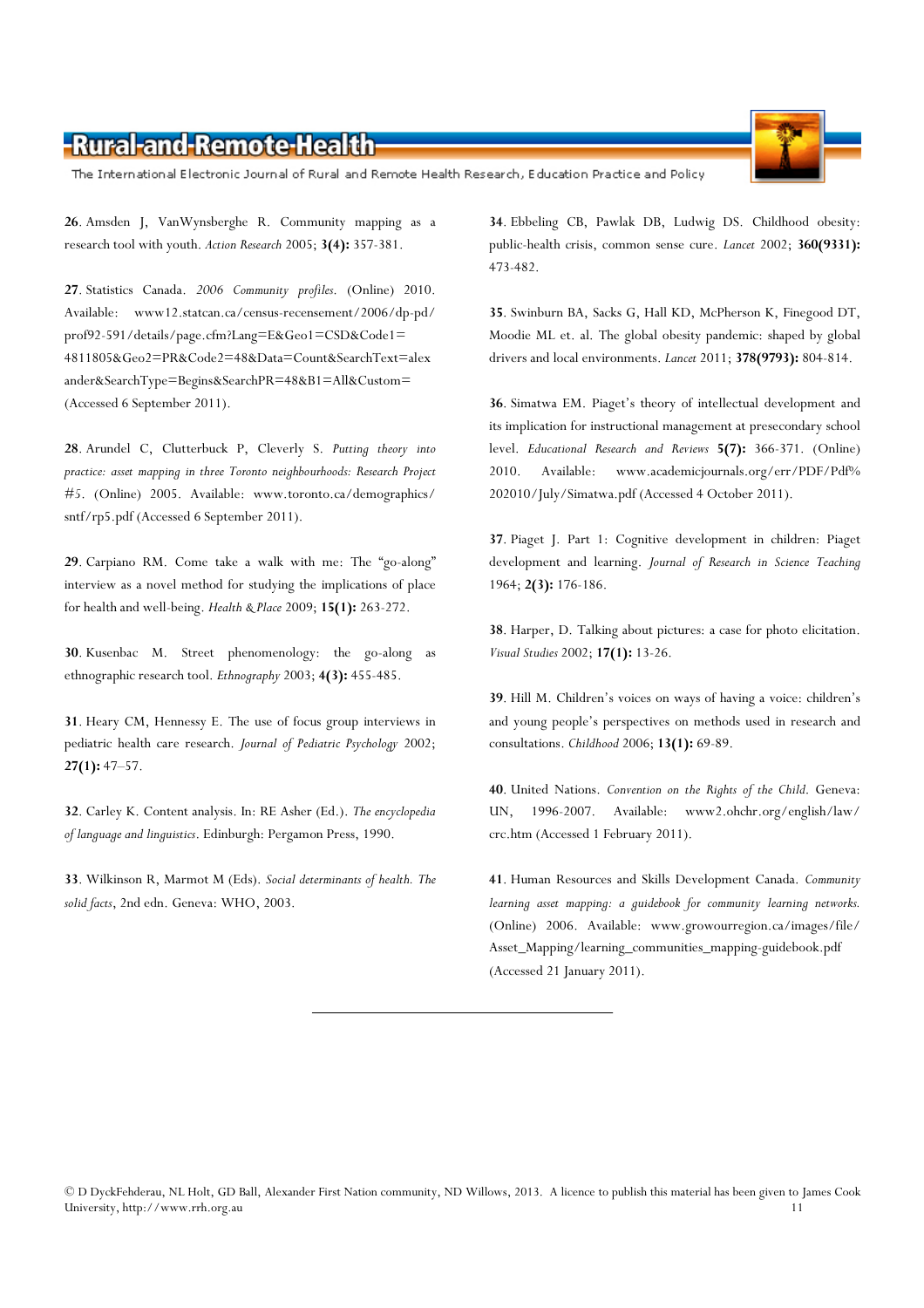**26**. Amsden J, VanWynsberghe R. Community mapping as a research tool with youth. *Action Research* 2005; **3(4):** 357-381.

**27**. Statistics Canada. *2006 Community profiles*. (Online) 2010. Available: www12.statcan.ca/census-recensement/2006/dp-pd/prof92-591/details/page.cfm?Lang=E&Geo1=CSD&Code1=4811805&Geo2=PR&Code2=48&Data=Count&SearchText=alexander&SearchType=Begins&SearchPR=48&B1=All&Custom= (Accessed 6 September 2011).

**28**. Arundel C, Clutterbuck P, Cleverly S. *Putting theory into practice: asset mapping in three Toronto neighbourhoods: Research Project #5*. (Online) 2005. Available: www.toronto.ca/demographics/sntf/rp5.pdf (Accessed 6 September 2011).

**29**. Carpiano RM. Come take a walk with me: The "go-along" interview as a novel method for studying the implications of place for health and well-being. *Health & Place* 2009; **15(1):** 263-272.

**30**. Kusenbac M. Street phenomenology: the go-along as ethnographic research tool. *Ethnography* 2003; **4(3):** 455-485.

**31**. Heary CM, Hennessy E. The use of focus group interviews in pediatric health care research. *Journal of Pediatric Psychology* 2002; **27(1):** 47–57.

**32**. Carley K. Content analysis. In: RE Asher (Ed.). *The encyclopedia of language and linguistics*. Edinburgh: Pergamon Press, 1990.

**33**. Wilkinson R, Marmot M (Eds). *Social determinants of health. The solid facts*, 2nd edn. Geneva: WHO, 2003.

**34**. Ebbeling CB, Pawlak DB, Ludwig DS. Childhood obesity: public-health crisis, common sense cure. *Lancet* 2002; **360(9331):** 473-482.

**35**. Swinburn BA, Sacks G, Hall KD, McPherson K, Finegood DT, Moodie ML et. al. The global obesity pandemic: shaped by global drivers and local environments. *Lancet* 2011; **378(9793):** 804-814.

**36**. Simatwa EM. Piaget's theory of intellectual development and its implication for instructional management at presecondary school level. *Educational Research and Reviews* **5(7):** 366-371. (Online) 2010. Available: www.academicjournals.org/err/PDF/Pdf%202010/July/Simatwa.pdf (Accessed 4 October 2011).

**37**. Piaget J. Part 1: Cognitive development in children: Piaget development and learning. *Journal of Research in Science Teaching* 1964; **2(3):** 176-186.

**38**. Harper, D. Talking about pictures: a case for photo elicitation. *Visual Studies* 2002; **17(1):** 13-26.

**39**. Hill M. Children's voices on ways of having a voice: children's and young people's perspectives on methods used in research and consultations. *Childhood* 2006; **13(1):** 69-89.

**40**. United Nations. *Convention on the Rights of the Child*. Geneva: UN, 1996-2007. Available: www2.ohchr.org/english/law/crc.htm (Accessed 1 February 2011).

**41**. Human Resources and Skills Development Canada. *Community learning asset mapping: a guidebook for community learning networks*. (Online) 2006. Available: www.growourregion.ca/images/file/Asset_Mapping/learning_communities_mapping-guidebook.pdf (Accessed 21 January 2011).

---

© D DyckFehderau, NL Holt, GD Ball, Alexander First Nation community, ND Willows, 2013. A licence to publish this material has been given to James Cook University, http://www.rrh.org.au